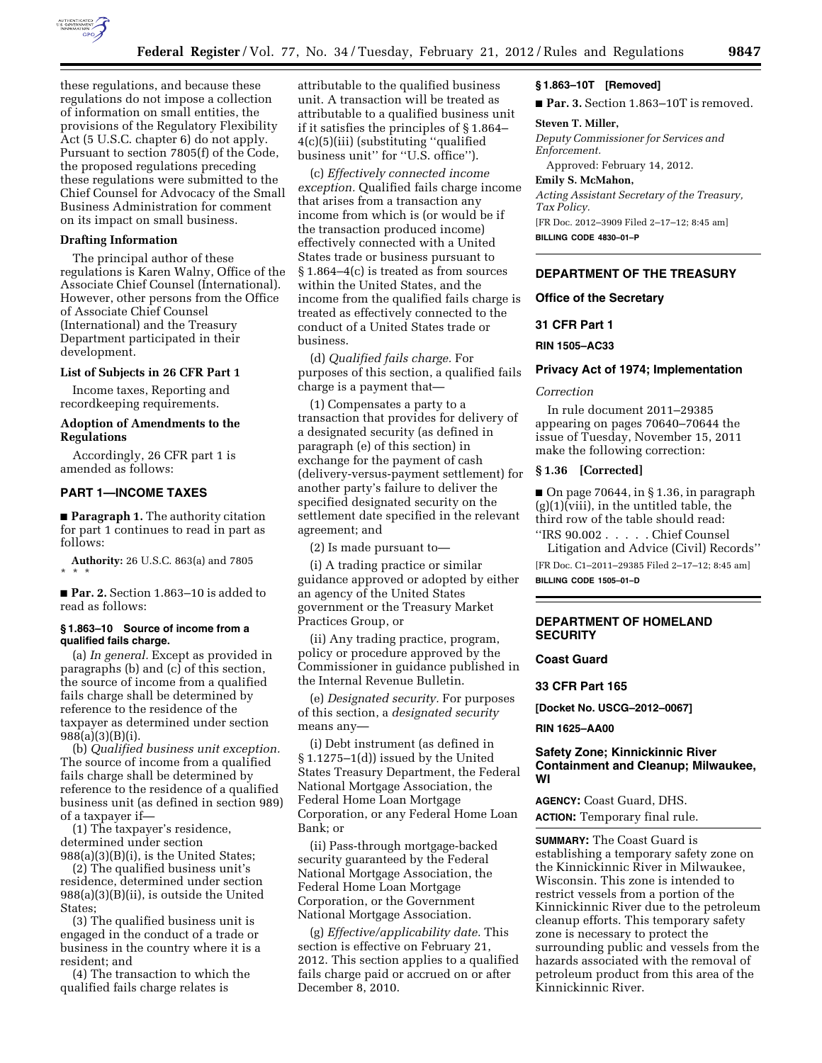these regulations, and because these regulations do not impose a collection of information on small entities, the provisions of the Regulatory Flexibility Act (5 U.S.C. chapter 6) do not apply. Pursuant to section 7805(f) of the Code, the proposed regulations preceding these regulations were submitted to the Chief Counsel for Advocacy of the Small Business Administration for comment on its impact on small business.

### Drafting Information

The principal author of these regulations is Karen Walny, Office of the Associate Chief Counsel (International). However, other persons from the Office of Associate Chief Counsel (International) and the Treasury Department participated in their development.

### List of Subjects in 26 CFR Part 1

Income taxes, Reporting and recordkeeping requirements.

### Adoption of Amendments to the Regulations

Accordingly, 26 CFR part 1 is amended as follows:

## PART 1—INCOME TAXES

■ **Paragraph 1.** The authority citation for part 1 continues to read in part as follows:

**Authority:** 26 U.S.C. 863(a) and 7805 * * *

■ **Par. 2.** Section 1.863–10 is added to read as follows:

#### § 1.863–10 Source of income from a qualified fails charge.

(a) *In general.* Except as provided in paragraphs (b) and (c) of this section, the source of income from a qualified fails charge shall be determined by reference to the residence of the taxpayer as determined under section 988(a)(3)(B)(i).

(b) *Qualified business unit exception.* The source of income from a qualified fails charge shall be determined by reference to the residence of a qualified business unit (as defined in section 989) of a taxpayer if—

(1) The taxpayer's residence, determined under section 988(a)(3)(B)(i), is the United States;

(2) The qualified business unit's residence, determined under section 988(a)(3)(B)(ii), is outside the United States;

(3) The qualified business unit is engaged in the conduct of a trade or business in the country where it is a resident; and

(4) The transaction to which the qualified fails charge relates is attributable to the qualified business unit. A transaction will be treated as attributable to a qualified business unit if it satisfies the principles of § 1.864–4(c)(5)(iii) (substituting ''qualified business unit'' for ''U.S. office'').

(c) *Effectively connected income exception.* Qualified fails charge income that arises from a transaction any income from which is (or would be if the transaction produced income) effectively connected with a United States trade or business pursuant to § 1.864–4(c) is treated as from sources within the United States, and the income from the qualified fails charge is treated as effectively connected to the conduct of a United States trade or business.

(d) *Qualified fails charge.* For purposes of this section, a qualified fails charge is a payment that—

(1) Compensates a party to a transaction that provides for delivery of a designated security (as defined in paragraph (e) of this section) in exchange for the payment of cash (delivery-versus-payment settlement) for another party's failure to deliver the specified designated security on the settlement date specified in the relevant agreement; and

(2) Is made pursuant to—

(i) A trading practice or similar guidance approved or adopted by either an agency of the United States government or the Treasury Market Practices Group, or

(ii) Any trading practice, program, policy or procedure approved by the Commissioner in guidance published in the Internal Revenue Bulletin.

(e) *Designated security.* For purposes of this section, a *designated security* means any—

(i) Debt instrument (as defined in § 1.1275–1(d)) issued by the United States Treasury Department, the Federal National Mortgage Association, the Federal Home Loan Mortgage Corporation, or any Federal Home Loan Bank; or

(ii) Pass-through mortgage-backed security guaranteed by the Federal National Mortgage Association, the Federal Home Loan Mortgage Corporation, or the Government National Mortgage Association.

(g) *Effective/applicability date.* This section is effective on February 21, 2012. This section applies to a qualified fails charge paid or accrued on or after December 8, 2010.

#### § 1.863–10T [Removed]

■ **Par. 3.** Section 1.863–10T is removed.

**Steven T. Miller,**
*Deputy Commissioner for Services and Enforcement.*

Approved: February 14, 2012.

**Emily S. McMahon,**
*Acting Assistant Secretary of the Treasury, Tax Policy.*

[FR Doc. 2012–3909 Filed 2–17–12; 8:45 am]

**BILLING CODE 4830–01–P**

---

## DEPARTMENT OF THE TREASURY

### Office of the Secretary

### 31 CFR Part 1

**RIN 1505–AC33**

### Privacy Act of 1974; Implementation

*Correction*

In rule document 2011–29385 appearing on pages 70640–70644 the issue of Tuesday, November 15, 2011 make the following correction:

#### § 1.36 [Corrected]

■ On page 70644, in § 1.36, in paragraph (g)(1)(viii), in the untitled table, the third row of the table should read:

''IRS 90.002 . . . . . Chief Counsel Litigation and Advice (Civil) Records''

[FR Doc. C1–2011–29385 Filed 2–17–12; 8:45 am]

**BILLING CODE 1505–01–D**

---

## DEPARTMENT OF HOMELAND SECURITY

### Coast Guard

### 33 CFR Part 165

**[Docket No. USCG–2012–0067]**

**RIN 1625–AA00**

### Safety Zone; Kinnickinnic River Containment and Cleanup; Milwaukee, WI

**AGENCY:** Coast Guard, DHS.

**ACTION:** Temporary final rule.

**SUMMARY:** The Coast Guard is establishing a temporary safety zone on the Kinnickinnic River in Milwaukee, Wisconsin. This zone is intended to restrict vessels from a portion of the Kinnickinnic River due to the petroleum cleanup efforts. This temporary safety zone is necessary to protect the surrounding public and vessels from the hazards associated with the removal of petroleum product from this area of the Kinnickinnic River.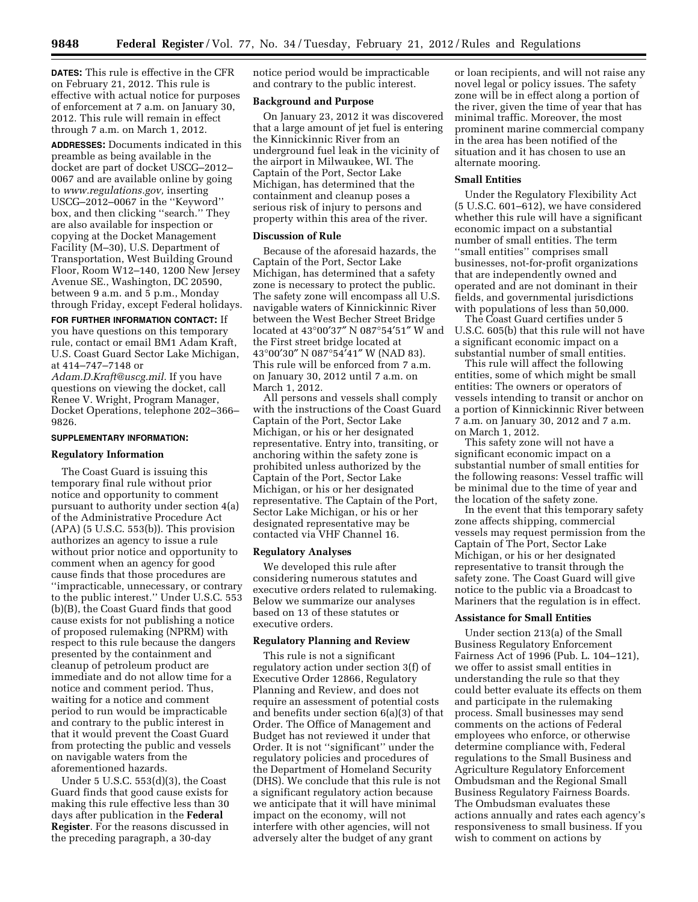**DATES:** This rule is effective in the CFR on February 21, 2012. This rule is effective with actual notice for purposes of enforcement at 7 a.m. on January 30, 2012. This rule will remain in effect through 7 a.m. on March 1, 2012.

**ADDRESSES:** Documents indicated in this preamble as being available in the docket are part of docket USCG–2012–0067 and are available online by going to *www.regulations.gov,* inserting USCG–2012–0067 in the ''Keyword'' box, and then clicking ''search.'' They are also available for inspection or copying at the Docket Management Facility (M–30), U.S. Department of Transportation, West Building Ground Floor, Room W12–140, 1200 New Jersey Avenue SE., Washington, DC 20590, between 9 a.m. and 5 p.m., Monday through Friday, except Federal holidays.

**FOR FURTHER INFORMATION CONTACT:** If you have questions on this temporary rule, contact or email BM1 Adam Kraft, U.S. Coast Guard Sector Lake Michigan, at 414–747–7148 or *Adam.D.Kraft@uscg.mil.* If you have questions on viewing the docket, call Renee V. Wright, Program Manager, Docket Operations, telephone 202–366–9826.

**SUPPLEMENTARY INFORMATION:**

## Regulatory Information

The Coast Guard is issuing this temporary final rule without prior notice and opportunity to comment pursuant to authority under section 4(a) of the Administrative Procedure Act (APA) (5 U.S.C. 553(b)). This provision authorizes an agency to issue a rule without prior notice and opportunity to comment when an agency for good cause finds that those procedures are ''impracticable, unnecessary, or contrary to the public interest.'' Under U.S.C. 553 (b)(B), the Coast Guard finds that good cause exists for not publishing a notice of proposed rulemaking (NPRM) with respect to this rule because the dangers presented by the containment and cleanup of petroleum product are immediate and do not allow time for a notice and comment period. Thus, waiting for a notice and comment period to run would be impracticable and contrary to the public interest in that it would prevent the Coast Guard from protecting the public and vessels on navigable waters from the aforementioned hazards.

Under 5 U.S.C. 553(d)(3), the Coast Guard finds that good cause exists for making this rule effective less than 30 days after publication in the **Federal Register**. For the reasons discussed in the preceding paragraph, a 30-day notice period would be impracticable and contrary to the public interest.

## Background and Purpose

On January 23, 2012 it was discovered that a large amount of jet fuel is entering the Kinnickinnic River from an underground fuel leak in the vicinity of the airport in Milwaukee, WI. The Captain of the Port, Sector Lake Michigan, has determined that the containment and cleanup poses a serious risk of injury to persons and property within this area of the river.

## Discussion of Rule

Because of the aforesaid hazards, the Captain of the Port, Sector Lake Michigan, has determined that a safety zone is necessary to protect the public. The safety zone will encompass all U.S. navigable waters of Kinnickinnic River between the West Becher Street Bridge located at 43°00′37″ N 087°54′51″ W and the First street bridge located at 43°00′30″ N 087°54′41″ W (NAD 83). This rule will be enforced from 7 a.m. on January 30, 2012 until 7 a.m. on March 1, 2012.

All persons and vessels shall comply with the instructions of the Coast Guard Captain of the Port, Sector Lake Michigan, or his or her designated representative. Entry into, transiting, or anchoring within the safety zone is prohibited unless authorized by the Captain of the Port, Sector Lake Michigan, or his or her designated representative. The Captain of the Port, Sector Lake Michigan, or his or her designated representative may be contacted via VHF Channel 16.

## Regulatory Analyses

We developed this rule after considering numerous statutes and executive orders related to rulemaking. Below we summarize our analyses based on 13 of these statutes or executive orders.

## Regulatory Planning and Review

This rule is not a significant regulatory action under section 3(f) of Executive Order 12866, Regulatory Planning and Review, and does not require an assessment of potential costs and benefits under section 6(a)(3) of that Order. The Office of Management and Budget has not reviewed it under that Order. It is not ''significant'' under the regulatory policies and procedures of the Department of Homeland Security (DHS). We conclude that this rule is not a significant regulatory action because we anticipate that it will have minimal impact on the economy, will not interfere with other agencies, will not adversely alter the budget of any grant or loan recipients, and will not raise any novel legal or policy issues. The safety zone will be in effect along a portion of the river, given the time of year that has minimal traffic. Moreover, the most prominent marine commercial company in the area has been notified of the situation and it has chosen to use an alternate mooring.

## Small Entities

Under the Regulatory Flexibility Act (5 U.S.C. 601–612), we have considered whether this rule will have a significant economic impact on a substantial number of small entities. The term ''small entities'' comprises small businesses, not-for-profit organizations that are independently owned and operated and are not dominant in their fields, and governmental jurisdictions with populations of less than 50,000.

The Coast Guard certifies under 5 U.S.C. 605(b) that this rule will not have a significant economic impact on a substantial number of small entities.

This rule will affect the following entities, some of which might be small entities: The owners or operators of vessels intending to transit or anchor on a portion of Kinnickinnic River between 7 a.m. on January 30, 2012 and 7 a.m. on March 1, 2012.

This safety zone will not have a significant economic impact on a substantial number of small entities for the following reasons: Vessel traffic will be minimal due to the time of year and the location of the safety zone.

In the event that this temporary safety zone affects shipping, commercial vessels may request permission from the Captain of The Port, Sector Lake Michigan, or his or her designated representative to transit through the safety zone. The Coast Guard will give notice to the public via a Broadcast to Mariners that the regulation is in effect.

## Assistance for Small Entities

Under section 213(a) of the Small Business Regulatory Enforcement Fairness Act of 1996 (Pub. L. 104–121), we offer to assist small entities in understanding the rule so that they could better evaluate its effects on them and participate in the rulemaking process. Small businesses may send comments on the actions of Federal employees who enforce, or otherwise determine compliance with, Federal regulations to the Small Business and Agriculture Regulatory Enforcement Ombudsman and the Regional Small Business Regulatory Fairness Boards. The Ombudsman evaluates these actions annually and rates each agency's responsiveness to small business. If you wish to comment on actions by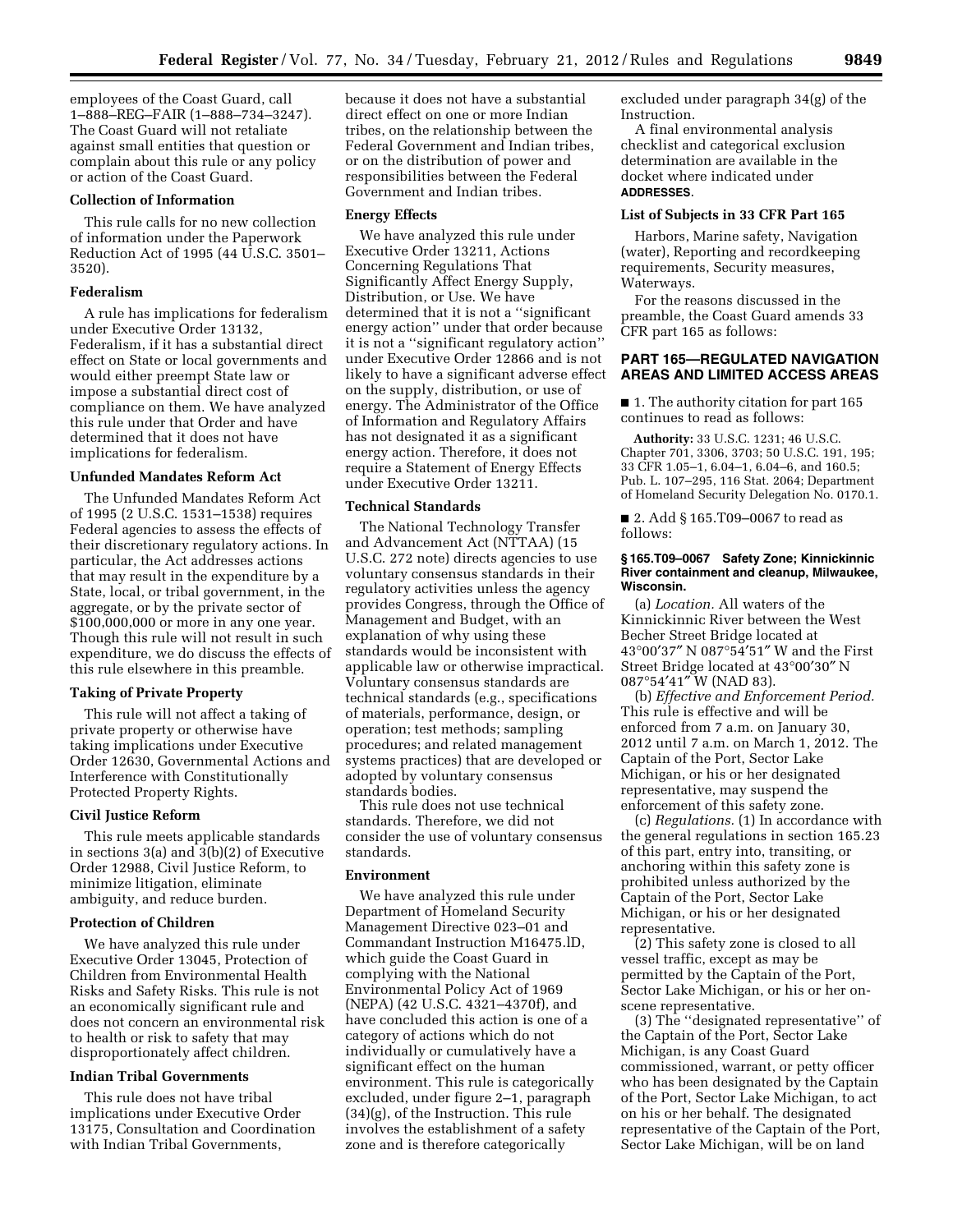employees of the Coast Guard, call 1–888–REG–FAIR (1–888–734–3247). The Coast Guard will not retaliate against small entities that question or complain about this rule or any policy or action of the Coast Guard.

**Collection of Information**

This rule calls for no new collection of information under the Paperwork Reduction Act of 1995 (44 U.S.C. 3501–3520).

**Federalism**

A rule has implications for federalism under Executive Order 13132, Federalism, if it has a substantial direct effect on State or local governments and would either preempt State law or impose a substantial direct cost of compliance on them. We have analyzed this rule under that Order and have determined that it does not have implications for federalism.

**Unfunded Mandates Reform Act**

The Unfunded Mandates Reform Act of 1995 (2 U.S.C. 1531–1538) requires Federal agencies to assess the effects of their discretionary regulatory actions. In particular, the Act addresses actions that may result in the expenditure by a State, local, or tribal government, in the aggregate, or by the private sector of $100,000,000 or more in any one year. Though this rule will not result in such expenditure, we do discuss the effects of this rule elsewhere in this preamble.

**Taking of Private Property**

This rule will not affect a taking of private property or otherwise have taking implications under Executive Order 12630, Governmental Actions and Interference with Constitutionally Protected Property Rights.

**Civil Justice Reform**

This rule meets applicable standards in sections 3(a) and 3(b)(2) of Executive Order 12988, Civil Justice Reform, to minimize litigation, eliminate ambiguity, and reduce burden.

**Protection of Children**

We have analyzed this rule under Executive Order 13045, Protection of Children from Environmental Health Risks and Safety Risks. This rule is not an economically significant rule and does not concern an environmental risk to health or risk to safety that may disproportionately affect children.

**Indian Tribal Governments**

This rule does not have tribal implications under Executive Order 13175, Consultation and Coordination with Indian Tribal Governments, because it does not have a substantial direct effect on one or more Indian tribes, on the relationship between the Federal Government and Indian tribes, or on the distribution of power and responsibilities between the Federal Government and Indian tribes.

**Energy Effects**

We have analyzed this rule under Executive Order 13211, Actions Concerning Regulations That Significantly Affect Energy Supply, Distribution, or Use. We have determined that it is not a ''significant energy action'' under that order because it is not a ''significant regulatory action'' under Executive Order 12866 and is not likely to have a significant adverse effect on the supply, distribution, or use of energy. The Administrator of the Office of Information and Regulatory Affairs has not designated it as a significant energy action. Therefore, it does not require a Statement of Energy Effects under Executive Order 13211.

**Technical Standards**

The National Technology Transfer and Advancement Act (NTTAA) (15 U.S.C. 272 note) directs agencies to use voluntary consensus standards in their regulatory activities unless the agency provides Congress, through the Office of Management and Budget, with an explanation of why using these standards would be inconsistent with applicable law or otherwise impractical. Voluntary consensus standards are technical standards (e.g., specifications of materials, performance, design, or operation; test methods; sampling procedures; and related management systems practices) that are developed or adopted by voluntary consensus standards bodies.

This rule does not use technical standards. Therefore, we did not consider the use of voluntary consensus standards.

**Environment**

We have analyzed this rule under Department of Homeland Security Management Directive 023–01 and Commandant Instruction M16475.lD, which guide the Coast Guard in complying with the National Environmental Policy Act of 1969 (NEPA) (42 U.S.C. 4321–4370f), and have concluded this action is one of a category of actions which do not individually or cumulatively have a significant effect on the human environment. This rule is categorically excluded, under figure 2–1, paragraph (34)(g), of the Instruction. This rule involves the establishment of a safety zone and is therefore categorically excluded under paragraph 34(g) of the Instruction.

A final environmental analysis checklist and categorical exclusion determination are available in the docket where indicated under **ADDRESSES**.

**List of Subjects in 33 CFR Part 165**

Harbors, Marine safety, Navigation (water), Reporting and recordkeeping requirements, Security measures, Waterways.

For the reasons discussed in the preamble, the Coast Guard amends 33 CFR part 165 as follows:

## PART 165—REGULATED NAVIGATION AREAS AND LIMITED ACCESS AREAS

■ 1. The authority citation for part 165 continues to read as follows:

**Authority:** 33 U.S.C. 1231; 46 U.S.C. Chapter 701, 3306, 3703; 50 U.S.C. 191, 195; 33 CFR 1.05–1, 6.04–1, 6.04–6, and 160.5; Pub. L. 107–295, 116 Stat. 2064; Department of Homeland Security Delegation No. 0170.1.

■ 2. Add § 165.T09–0067 to read as follows:

**§ 165.T09–0067 Safety Zone; Kinnickinnic River containment and cleanup, Milwaukee, Wisconsin.**

(a) *Location.* All waters of the Kinnickinnic River between the West Becher Street Bridge located at 43°00′37″ N 087°54′51″ W and the First Street Bridge located at 43°00′30″ N 087°54′41″ W (NAD 83).

(b) *Effective and Enforcement Period.* This rule is effective and will be enforced from 7 a.m. on January 30, 2012 until 7 a.m. on March 1, 2012. The Captain of the Port, Sector Lake Michigan, or his or her designated representative, may suspend the enforcement of this safety zone.

(c) *Regulations.* (1) In accordance with the general regulations in section 165.23 of this part, entry into, transiting, or anchoring within this safety zone is prohibited unless authorized by the Captain of the Port, Sector Lake Michigan, or his or her designated representative.

(2) This safety zone is closed to all vessel traffic, except as may be permitted by the Captain of the Port, Sector Lake Michigan, or his or her on-scene representative.

(3) The ''designated representative'' of the Captain of the Port, Sector Lake Michigan, is any Coast Guard commissioned, warrant, or petty officer who has been designated by the Captain of the Port, Sector Lake Michigan, to act on his or her behalf. The designated representative of the Captain of the Port, Sector Lake Michigan, will be on land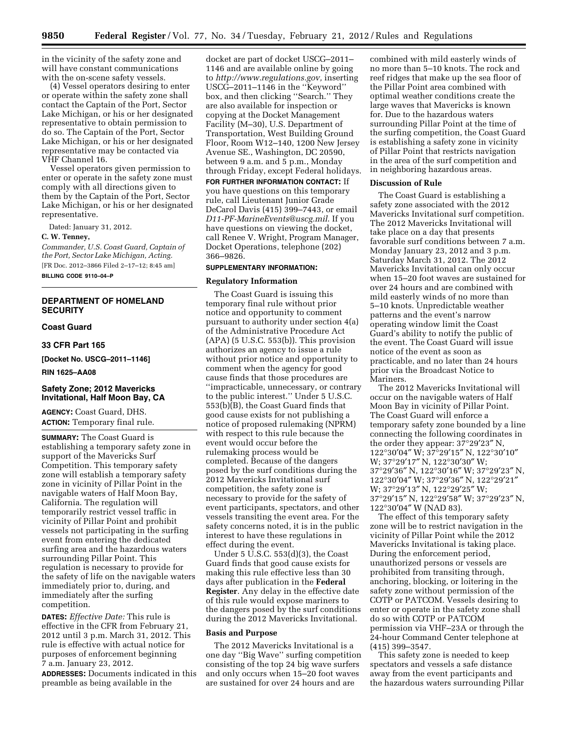in the vicinity of the safety zone and will have constant communications with the on-scene safety vessels.

(4) Vessel operators desiring to enter or operate within the safety zone shall contact the Captain of the Port, Sector Lake Michigan, or his or her designated representative to obtain permission to do so. The Captain of the Port, Sector Lake Michigan, or his or her designated representative may be contacted via VHF Channel 16.

Vessel operators given permission to enter or operate in the safety zone must comply with all directions given to them by the Captain of the Port, Sector Lake Michigan, or his or her designated representative.

Dated: January 31, 2012.

**C. W. Tenney,**

*Commander, U.S. Coast Guard, Captain of the Port, Sector Lake Michigan, Acting.*

[FR Doc. 2012–3866 Filed 2–17–12; 8:45 am]

**BILLING CODE 9110–04–P**

## DEPARTMENT OF HOMELAND SECURITY

### Coast Guard

### 33 CFR Part 165

**[Docket No. USCG–2011–1146]**

**RIN 1625–AA08**

## Safety Zone; 2012 Mavericks Invitational, Half Moon Bay, CA

**AGENCY:** Coast Guard, DHS.

**ACTION:** Temporary final rule.

**SUMMARY:** The Coast Guard is establishing a temporary safety zone in support of the Mavericks Surf Competition. This temporary safety zone will establish a temporary safety zone in vicinity of Pillar Point in the navigable waters of Half Moon Bay, California. The regulation will temporarily restrict vessel traffic in vicinity of Pillar Point and prohibit vessels not participating in the surfing event from entering the dedicated surfing area and the hazardous waters surrounding Pillar Point. This regulation is necessary to provide for the safety of life on the navigable waters immediately prior to, during, and immediately after the surfing competition.

**DATES:** *Effective Date:* This rule is effective in the CFR from February 21, 2012 until 3 p.m. March 31, 2012. This rule is effective with actual notice for purposes of enforcement beginning 7 a.m. January 23, 2012.

**ADDRESSES:** Documents indicated in this preamble as being available in the docket are part of docket USCG–2011–1146 and are available online by going to *http://www.regulations.gov,* inserting USCG–2011–1146 in the ''Keyword'' box, and then clicking ''Search.'' They are also available for inspection or copying at the Docket Management Facility (M–30), U.S. Department of Transportation, West Building Ground Floor, Room W12–140, 1200 New Jersey Avenue SE., Washington, DC 20590, between 9 a.m. and 5 p.m., Monday through Friday, except Federal holidays.

**FOR FURTHER INFORMATION CONTACT:** If you have questions on this temporary rule, call Lieutenant Junior Grade DeCarol Davis (415) 399–7443, or email *D11-PF-MarineEvents@uscg.mil*. If you have questions on viewing the docket, call Renee V. Wright, Program Manager, Docket Operations, telephone (202) 366–9826.

**SUPPLEMENTARY INFORMATION:**

### Regulatory Information

The Coast Guard is issuing this temporary final rule without prior notice and opportunity to comment pursuant to authority under section 4(a) of the Administrative Procedure Act (APA) (5 U.S.C. 553(b)). This provision authorizes an agency to issue a rule without prior notice and opportunity to comment when the agency for good cause finds that those procedures are ''impracticable, unnecessary, or contrary to the public interest.'' Under 5 U.S.C. 553(b)(B), the Coast Guard finds that good cause exists for not publishing a notice of proposed rulemaking (NPRM) with respect to this rule because the event would occur before the rulemaking process would be completed. Because of the dangers posed by the surf conditions during the 2012 Mavericks Invitational surf competition, the safety zone is necessary to provide for the safety of event participants, spectators, and other vessels transiting the event area. For the safety concerns noted, it is in the public interest to have these regulations in effect during the event.

Under 5 U.S.C. 553(d)(3), the Coast Guard finds that good cause exists for making this rule effective less than 30 days after publication in the **Federal Register**. Any delay in the effective date of this rule would expose mariners to the dangers posed by the surf conditions during the 2012 Mavericks Invitational.

### Basis and Purpose

The 2012 Mavericks Invitational is a one day ''Big Wave'' surfing competition consisting of the top 24 big wave surfers and only occurs when 15–20 foot waves are sustained for over 24 hours and are combined with mild easterly winds of no more than 5–10 knots. The rock and reef ridges that make up the sea floor of the Pillar Point area combined with optimal weather conditions create the large waves that Mavericks is known for. Due to the hazardous waters surrounding Pillar Point at the time of the surfing competition, the Coast Guard is establishing a safety zone in vicinity of Pillar Point that restricts navigation in the area of the surf competition and in neighboring hazardous areas.

### Discussion of Rule

The Coast Guard is establishing a safety zone associated with the 2012 Mavericks Invitational surf competition. The 2012 Mavericks Invitational will take place on a day that presents favorable surf conditions between 7 a.m. Monday January 23, 2012 and 3 p.m. Saturday March 31, 2012. The 2012 Mavericks Invitational can only occur when 15–20 foot waves are sustained for over 24 hours and are combined with mild easterly winds of no more than 5–10 knots. Unpredictable weather patterns and the event's narrow operating window limit the Coast Guard's ability to notify the public of the event. The Coast Guard will issue notice of the event as soon as practicable, and no later than 24 hours prior via the Broadcast Notice to Mariners.

The 2012 Mavericks Invitational will occur on the navigable waters of Half Moon Bay in vicinity of Pillar Point. The Coast Guard will enforce a temporary safety zone bounded by a line connecting the following coordinates in the order they appear: 37°29′23″ N, 122°30′04″ W; 37°29′15″ N, 122°30′10″ W; 37°29′17″ N, 122°30′30″ W; 37°29′36″ N, 122°30′16″ W; 37°29′23″ N, 122°30′04″ W; 37°29′36″ N, 122°29′21″ W; 37°29′13″ N, 122°29′25″ W; 37°29′15″ N, 122°29′58″ W; 37°29′23″ N, 122°30′04″ W (NAD 83).

The effect of this temporary safety zone will be to restrict navigation in the vicinity of Pillar Point while the 2012 Mavericks Invitational is taking place. During the enforcement period, unauthorized persons or vessels are prohibited from transiting through, anchoring, blocking, or loitering in the safety zone without permission of the COTP or PATCOM. Vessels desiring to enter or operate in the safety zone shall do so with COTP or PATCOM permission via VHF–23A or through the 24-hour Command Center telephone at (415) 399–3547.

This safety zone is needed to keep spectators and vessels a safe distance away from the event participants and the hazardous waters surrounding Pillar